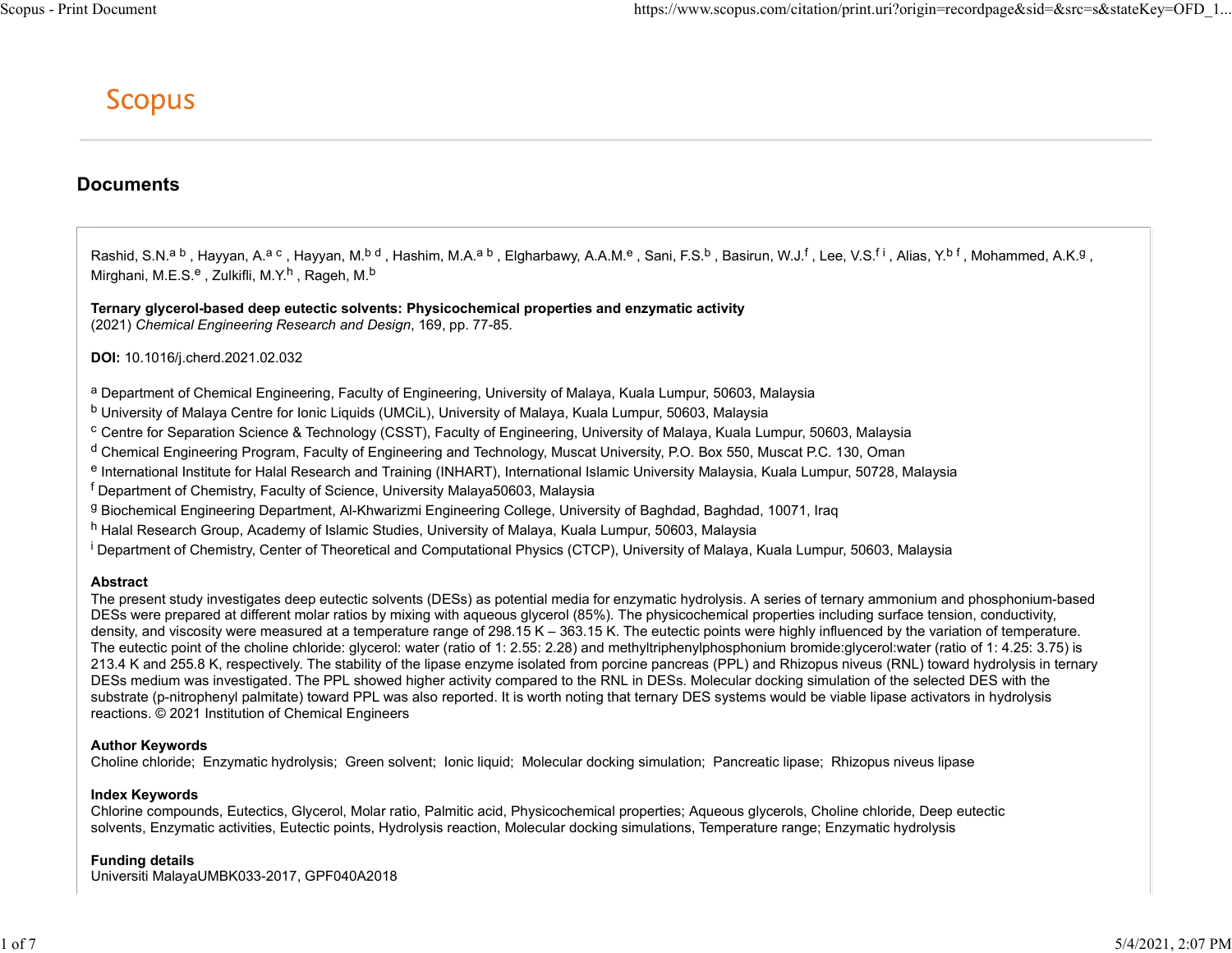# Scopus

## Documents

Rashid, S.N.[a b], Hayyan, A.[a c], Hayyan, M.[b d], Hashim, M.A.[a b], Elgharbawy, A.A.M.[e], Sani, F.S.[b], Basirun, W.J.[f], Lee, V.S.[f i], Alias, Y.[b f], Mohammed, A.K.[g], Mirghani, M.E.S.[e], Zulkifli, M.Y.[h], Rageh, M.[b]

**Ternary glycerol-based deep eutectic solvents: Physicochemical properties and enzymatic activity**
(2021) *Chemical Engineering Research and Design*, 169, pp. 77-85.

**DOI:** 10.1016/j.cherd.2021.02.032

[a] Department of Chemical Engineering, Faculty of Engineering, University of Malaya, Kuala Lumpur, 50603, Malaysia
[b] University of Malaya Centre for Ionic Liquids (UMCiL), University of Malaya, Kuala Lumpur, 50603, Malaysia
[c] Centre for Separation Science & Technology (CSST), Faculty of Engineering, University of Malaya, Kuala Lumpur, 50603, Malaysia
[d] Chemical Engineering Program, Faculty of Engineering and Technology, Muscat University, P.O. Box 550, Muscat P.C. 130, Oman
[e] International Institute for Halal Research and Training (INHART), International Islamic University Malaysia, Kuala Lumpur, 50728, Malaysia
[f] Department of Chemistry, Faculty of Science, University Malaya50603, Malaysia
[g] Biochemical Engineering Department, Al-Khwarizmi Engineering College, University of Baghdad, Baghdad, 10071, Iraq
[h] Halal Research Group, Academy of Islamic Studies, University of Malaya, Kuala Lumpur, 50603, Malaysia
[i] Department of Chemistry, Center of Theoretical and Computational Physics (CTCP), University of Malaya, Kuala Lumpur, 50603, Malaysia

**Abstract**
The present study investigates deep eutectic solvents (DESs) as potential media for enzymatic hydrolysis. A series of ternary ammonium and phosphonium-based DESs were prepared at different molar ratios by mixing with aqueous glycerol (85%). The physicochemical properties including surface tension, conductivity, density, and viscosity were measured at a temperature range of 298.15 K – 363.15 K. The eutectic points were highly influenced by the variation of temperature. The eutectic point of the choline chloride: glycerol: water (ratio of 1: 2.55: 2.28) and methyltriphenylphosphonium bromide:glycerol:water (ratio of 1: 4.25: 3.75) is 213.4 K and 255.8 K, respectively. The stability of the lipase enzyme isolated from porcine pancreas (PPL) and Rhizopus niveus (RNL) toward hydrolysis in ternary DESs medium was investigated. The PPL showed higher activity compared to the RNL in DESs. Molecular docking simulation of the selected DES with the substrate (p-nitrophenyl palmitate) toward PPL was also reported. It is worth noting that ternary DES systems would be viable lipase activators in hydrolysis reactions. © 2021 Institution of Chemical Engineers

**Author Keywords**
Choline chloride; Enzymatic hydrolysis; Green solvent; Ionic liquid; Molecular docking simulation; Pancreatic lipase; Rhizopus niveus lipase

**Index Keywords**
Chlorine compounds, Eutectics, Glycerol, Molar ratio, Palmitic acid, Physicochemical properties; Aqueous glycerols, Choline chloride, Deep eutectic solvents, Enzymatic activities, Eutectic points, Hydrolysis reaction, Molecular docking simulations, Temperature range; Enzymatic hydrolysis

**Funding details**
Universiti MalayaUMBK033-2017, GPF040A2018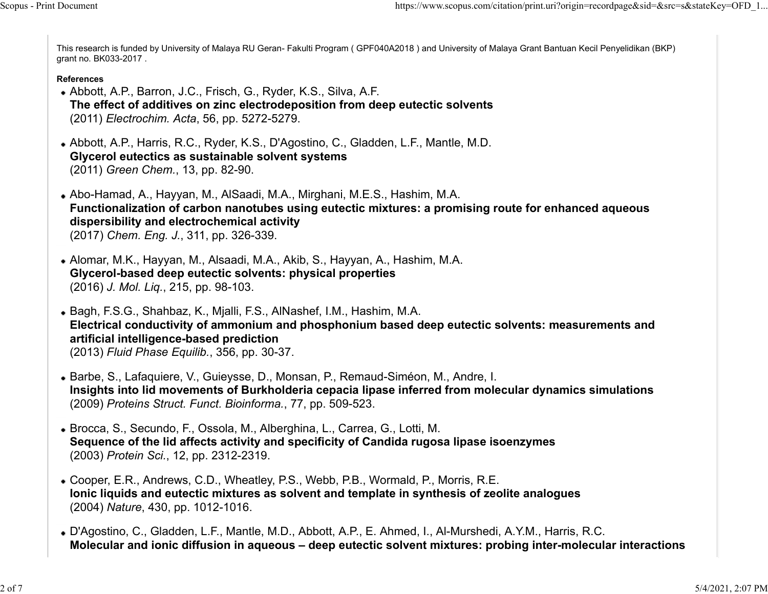This research is funded by University of Malaya RU Geran- Fakulti Program ( GPF040A2018 ) and University of Malaya Grant Bantuan Kecil Penyelidikan (BKP) grant no. BK033-2017 .

**References**

- Abbott, A.P., Barron, J.C., Frisch, G., Ryder, K.S., Silva, A.F.
  **The effect of additives on zinc electrodeposition from deep eutectic solvents**
  (2011) *Electrochim. Acta*, 56, pp. 5272-5279.

- Abbott, A.P., Harris, R.C., Ryder, K.S., D'Agostino, C., Gladden, L.F., Mantle, M.D.
  **Glycerol eutectics as sustainable solvent systems**
  (2011) *Green Chem.*, 13, pp. 82-90.

- Abo-Hamad, A., Hayyan, M., AlSaadi, M.A., Mirghani, M.E.S., Hashim, M.A.
  **Functionalization of carbon nanotubes using eutectic mixtures: a promising route for enhanced aqueous dispersibility and electrochemical activity**
  (2017) *Chem. Eng. J.*, 311, pp. 326-339.

- Alomar, M.K., Hayyan, M., Alsaadi, M.A., Akib, S., Hayyan, A., Hashim, M.A.
  **Glycerol-based deep eutectic solvents: physical properties**
  (2016) *J. Mol. Liq.*, 215, pp. 98-103.

- Bagh, F.S.G., Shahbaz, K., Mjalli, F.S., AlNashef, I.M., Hashim, M.A.
  **Electrical conductivity of ammonium and phosphonium based deep eutectic solvents: measurements and artificial intelligence-based prediction**
  (2013) *Fluid Phase Equilib.*, 356, pp. 30-37.

- Barbe, S., Lafaquiere, V., Guieysse, D., Monsan, P., Remaud-Siméon, M., Andre, I.
  **Insights into lid movements of Burkholderia cepacia lipase inferred from molecular dynamics simulations**
  (2009) *Proteins Struct. Funct. Bioinforma.*, 77, pp. 509-523.

- Brocca, S., Secundo, F., Ossola, M., Alberghina, L., Carrea, G., Lotti, M.
  **Sequence of the lid affects activity and specificity of Candida rugosa lipase isoenzymes**
  (2003) *Protein Sci.*, 12, pp. 2312-2319.

- Cooper, E.R., Andrews, C.D., Wheatley, P.S., Webb, P.B., Wormald, P., Morris, R.E.
  **Ionic liquids and eutectic mixtures as solvent and template in synthesis of zeolite analogues**
  (2004) *Nature*, 430, pp. 1012-1016.

- D'Agostino, C., Gladden, L.F., Mantle, M.D., Abbott, A.P., E. Ahmed, I., Al-Murshedi, A.Y.M., Harris, R.C.
  **Molecular and ionic diffusion in aqueous – deep eutectic solvent mixtures: probing inter-molecular interactions**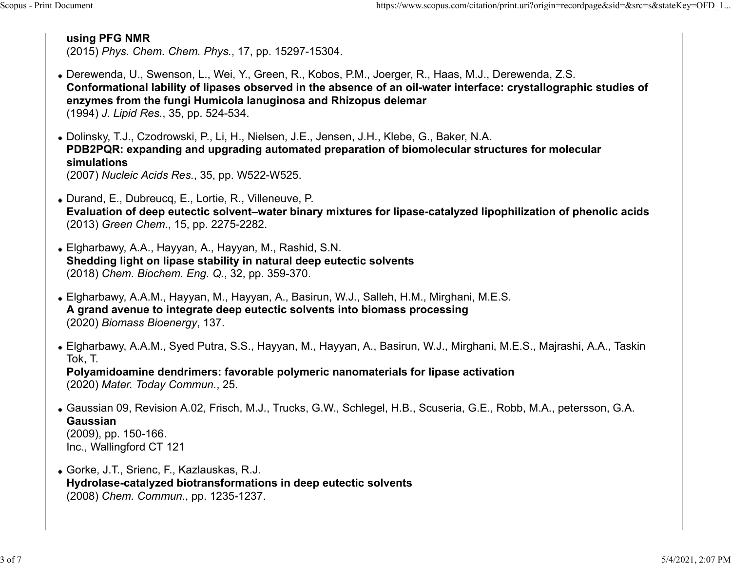**using PFG NMR**
(2015) *Phys. Chem. Chem. Phys.*, 17, pp. 15297-15304.

- Derewenda, U., Swenson, L., Wei, Y., Green, R., Kobos, P.M., Joerger, R., Haas, M.J., Derewenda, Z.S.
  **Conformational lability of lipases observed in the absence of an oil-water interface: crystallographic studies of enzymes from the fungi Humicola lanuginosa and Rhizopus delemar**
  (1994) *J. Lipid Res.*, 35, pp. 524-534.

- Dolinsky, T.J., Czodrowski, P., Li, H., Nielsen, J.E., Jensen, J.H., Klebe, G., Baker, N.A.
  **PDB2PQR: expanding and upgrading automated preparation of biomolecular structures for molecular simulations**
  (2007) *Nucleic Acids Res.*, 35, pp. W522-W525.

- Durand, E., Dubreucq, E., Lortie, R., Villeneuve, P.
  **Evaluation of deep eutectic solvent–water binary mixtures for lipase-catalyzed lipophilization of phenolic acids**
  (2013) *Green Chem.*, 15, pp. 2275-2282.

- Elgharbawy, A.A., Hayyan, A., Hayyan, M., Rashid, S.N.
  **Shedding light on lipase stability in natural deep eutectic solvents**
  (2018) *Chem. Biochem. Eng. Q.*, 32, pp. 359-370.

- Elgharbawy, A.A.M., Hayyan, M., Hayyan, A., Basirun, W.J., Salleh, H.M., Mirghani, M.E.S.
  **A grand avenue to integrate deep eutectic solvents into biomass processing**
  (2020) *Biomass Bioenergy*, 137.

- Elgharbawy, A.A.M., Syed Putra, S.S., Hayyan, M., Hayyan, A., Basirun, W.J., Mirghani, M.E.S., Majrashi, A.A., Taskin Tok, T.
  **Polyamidoamine dendrimers: favorable polymeric nanomaterials for lipase activation**
  (2020) *Mater. Today Commun.*, 25.

- Gaussian 09, Revision A.02, Frisch, M.J., Trucks, G.W., Schlegel, H.B., Scuseria, G.E., Robb, M.A., petersson, G.A.
  **Gaussian**
  (2009), pp. 150-166.
  Inc., Wallingford CT 121

- Gorke, J.T., Srienc, F., Kazlauskas, R.J.
  **Hydrolase-catalyzed biotransformations in deep eutectic solvents**
  (2008) *Chem. Commun.*, pp. 1235-1237.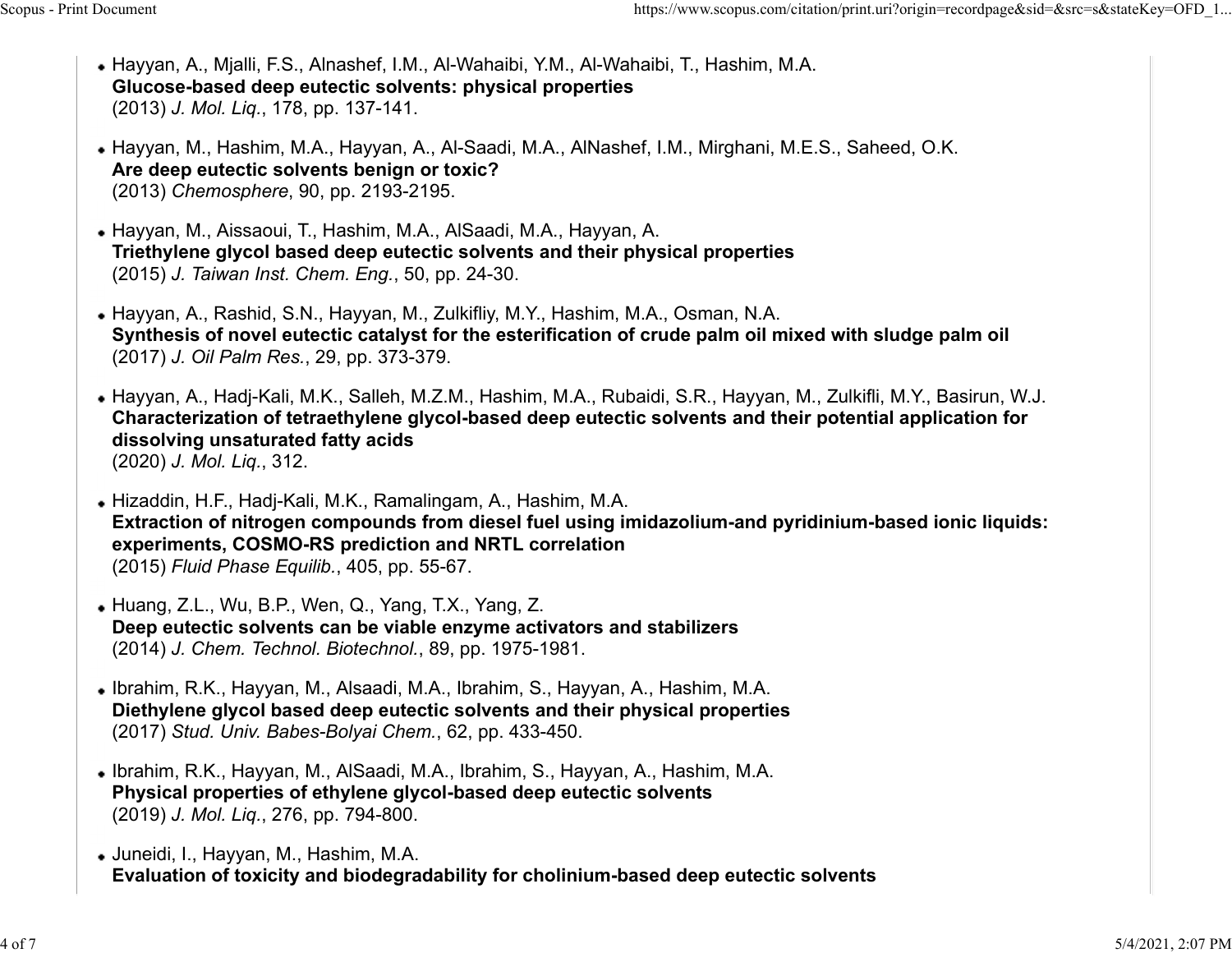- Hayyan, A., Mjalli, F.S., Alnashef, I.M., Al-Wahaibi, Y.M., Al-Wahaibi, T., Hashim, M.A.
  **Glucose-based deep eutectic solvents: physical properties**
  (2013) *J. Mol. Liq.*, 178, pp. 137-141.

- Hayyan, M., Hashim, M.A., Hayyan, A., Al-Saadi, M.A., AlNashef, I.M., Mirghani, M.E.S., Saheed, O.K.
  **Are deep eutectic solvents benign or toxic?**
  (2013) *Chemosphere*, 90, pp. 2193-2195.

- Hayyan, M., Aissaoui, T., Hashim, M.A., AlSaadi, M.A., Hayyan, A.
  **Triethylene glycol based deep eutectic solvents and their physical properties**
  (2015) *J. Taiwan Inst. Chem. Eng.*, 50, pp. 24-30.

- Hayyan, A., Rashid, S.N., Hayyan, M., Zulkifliy, M.Y., Hashim, M.A., Osman, N.A.
  **Synthesis of novel eutectic catalyst for the esterification of crude palm oil mixed with sludge palm oil**
  (2017) *J. Oil Palm Res.*, 29, pp. 373-379.

- Hayyan, A., Hadj-Kali, M.K., Salleh, M.Z.M., Hashim, M.A., Rubaidi, S.R., Hayyan, M., Zulkifli, M.Y., Basirun, W.J.
  **Characterization of tetraethylene glycol-based deep eutectic solvents and their potential application for dissolving unsaturated fatty acids**
  (2020) *J. Mol. Liq.*, 312.

- Hizaddin, H.F., Hadj-Kali, M.K., Ramalingam, A., Hashim, M.A.
  **Extraction of nitrogen compounds from diesel fuel using imidazolium-and pyridinium-based ionic liquids: experiments, COSMO-RS prediction and NRTL correlation**
  (2015) *Fluid Phase Equilib.*, 405, pp. 55-67.

- Huang, Z.L., Wu, B.P., Wen, Q., Yang, T.X., Yang, Z.
  **Deep eutectic solvents can be viable enzyme activators and stabilizers**
  (2014) *J. Chem. Technol. Biotechnol.*, 89, pp. 1975-1981.

- Ibrahim, R.K., Hayyan, M., Alsaadi, M.A., Ibrahim, S., Hayyan, A., Hashim, M.A.
  **Diethylene glycol based deep eutectic solvents and their physical properties**
  (2017) *Stud. Univ. Babes-Bolyai Chem.*, 62, pp. 433-450.

- Ibrahim, R.K., Hayyan, M., AlSaadi, M.A., Ibrahim, S., Hayyan, A., Hashim, M.A.
  **Physical properties of ethylene glycol-based deep eutectic solvents**
  (2019) *J. Mol. Liq.*, 276, pp. 794-800.

- Juneidi, I., Hayyan, M., Hashim, M.A.
  **Evaluation of toxicity and biodegradability for cholinium-based deep eutectic solvents**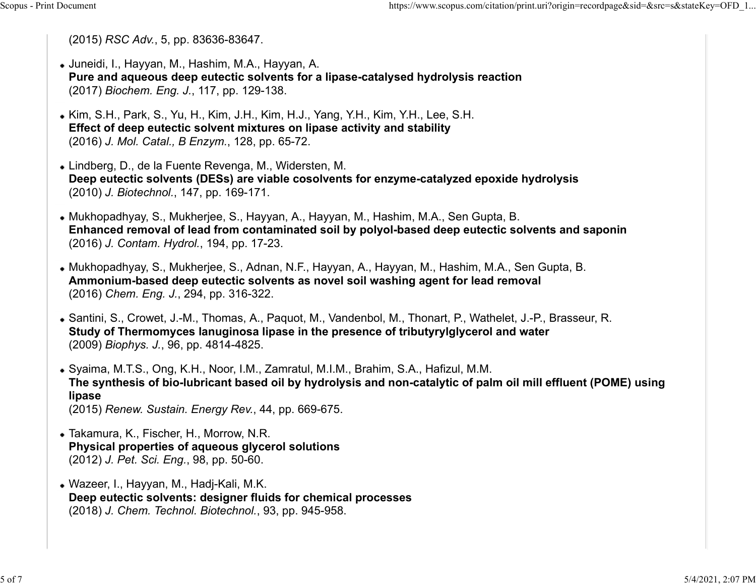(2015) *RSC Adv.*, 5, pp. 83636-83647.

- Juneidi, I., Hayyan, M., Hashim, M.A., Hayyan, A.
  **Pure and aqueous deep eutectic solvents for a lipase-catalysed hydrolysis reaction**
  (2017) *Biochem. Eng. J.*, 117, pp. 129-138.

- Kim, S.H., Park, S., Yu, H., Kim, J.H., Kim, H.J., Yang, Y.H., Kim, Y.H., Lee, S.H.
  **Effect of deep eutectic solvent mixtures on lipase activity and stability**
  (2016) *J. Mol. Catal., B Enzym.*, 128, pp. 65-72.

- Lindberg, D., de la Fuente Revenga, M., Widersten, M.
  **Deep eutectic solvents (DESs) are viable cosolvents for enzyme-catalyzed epoxide hydrolysis**
  (2010) *J. Biotechnol.*, 147, pp. 169-171.

- Mukhopadhyay, S., Mukherjee, S., Hayyan, A., Hayyan, M., Hashim, M.A., Sen Gupta, B.
  **Enhanced removal of lead from contaminated soil by polyol-based deep eutectic solvents and saponin**
  (2016) *J. Contam. Hydrol.*, 194, pp. 17-23.

- Mukhopadhyay, S., Mukherjee, S., Adnan, N.F., Hayyan, A., Hayyan, M., Hashim, M.A., Sen Gupta, B.
  **Ammonium-based deep eutectic solvents as novel soil washing agent for lead removal**
  (2016) *Chem. Eng. J.*, 294, pp. 316-322.

- Santini, S., Crowet, J.-M., Thomas, A., Paquot, M., Vandenbol, M., Thonart, P., Wathelet, J.-P., Brasseur, R.
  **Study of Thermomyces lanuginosa lipase in the presence of tributyrylglycerol and water**
  (2009) *Biophys. J.*, 96, pp. 4814-4825.

- Syaima, M.T.S., Ong, K.H., Noor, I.M., Zamratul, M.I.M., Brahim, S.A., Hafizul, M.M.
  **The synthesis of bio-lubricant based oil by hydrolysis and non-catalytic of palm oil mill effluent (POME) using lipase**
  (2015) *Renew. Sustain. Energy Rev.*, 44, pp. 669-675.

- Takamura, K., Fischer, H., Morrow, N.R.
  **Physical properties of aqueous glycerol solutions**
  (2012) *J. Pet. Sci. Eng.*, 98, pp. 50-60.

- Wazeer, I., Hayyan, M., Hadj-Kali, M.K.
  **Deep eutectic solvents: designer fluids for chemical processes**
  (2018) *J. Chem. Technol. Biotechnol.*, 93, pp. 945-958.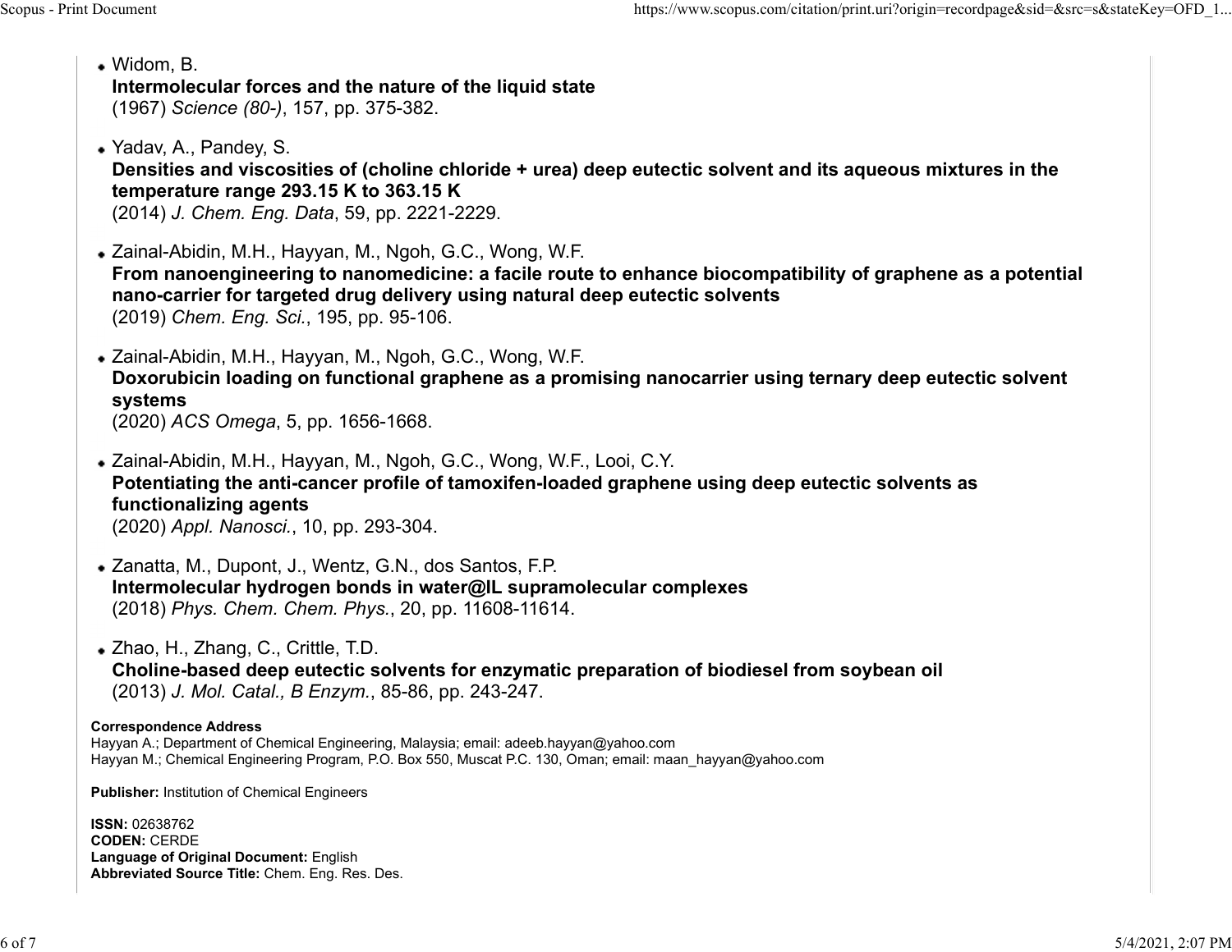- Widom, B.
  **Intermolecular forces and the nature of the liquid state**
  (1967) *Science (80-)*, 157, pp. 375-382.

- Yadav, A., Pandey, S.
  **Densities and viscosities of (choline chloride + urea) deep eutectic solvent and its aqueous mixtures in the temperature range 293.15 K to 363.15 K**
  (2014) *J. Chem. Eng. Data*, 59, pp. 2221-2229.

- Zainal-Abidin, M.H., Hayyan, M., Ngoh, G.C., Wong, W.F.
  **From nanoengineering to nanomedicine: a facile route to enhance biocompatibility of graphene as a potential nano-carrier for targeted drug delivery using natural deep eutectic solvents**
  (2019) *Chem. Eng. Sci.*, 195, pp. 95-106.

- Zainal-Abidin, M.H., Hayyan, M., Ngoh, G.C., Wong, W.F.
  **Doxorubicin loading on functional graphene as a promising nanocarrier using ternary deep eutectic solvent systems**
  (2020) *ACS Omega*, 5, pp. 1656-1668.

- Zainal-Abidin, M.H., Hayyan, M., Ngoh, G.C., Wong, W.F., Looi, C.Y.
  **Potentiating the anti-cancer profile of tamoxifen-loaded graphene using deep eutectic solvents as functionalizing agents**
  (2020) *Appl. Nanosci.*, 10, pp. 293-304.

- Zanatta, M., Dupont, J., Wentz, G.N., dos Santos, F.P.
  **Intermolecular hydrogen bonds in water@IL supramolecular complexes**
  (2018) *Phys. Chem. Chem. Phys.*, 20, pp. 11608-11614.

- Zhao, H., Zhang, C., Crittle, T.D.
  **Choline-based deep eutectic solvents for enzymatic preparation of biodiesel from soybean oil**
  (2013) *J. Mol. Catal., B Enzym.*, 85-86, pp. 243-247.

**Correspondence Address**
Hayyan A.; Department of Chemical Engineering, Malaysia; email: adeeb.hayyan@yahoo.com
Hayyan M.; Chemical Engineering Program, P.O. Box 550, Muscat P.C. 130, Oman; email: maan_hayyan@yahoo.com

**Publisher:** Institution of Chemical Engineers

**ISSN:** 02638762
**CODEN:** CERDE
**Language of Original Document:** English
**Abbreviated Source Title:** Chem. Eng. Res. Des.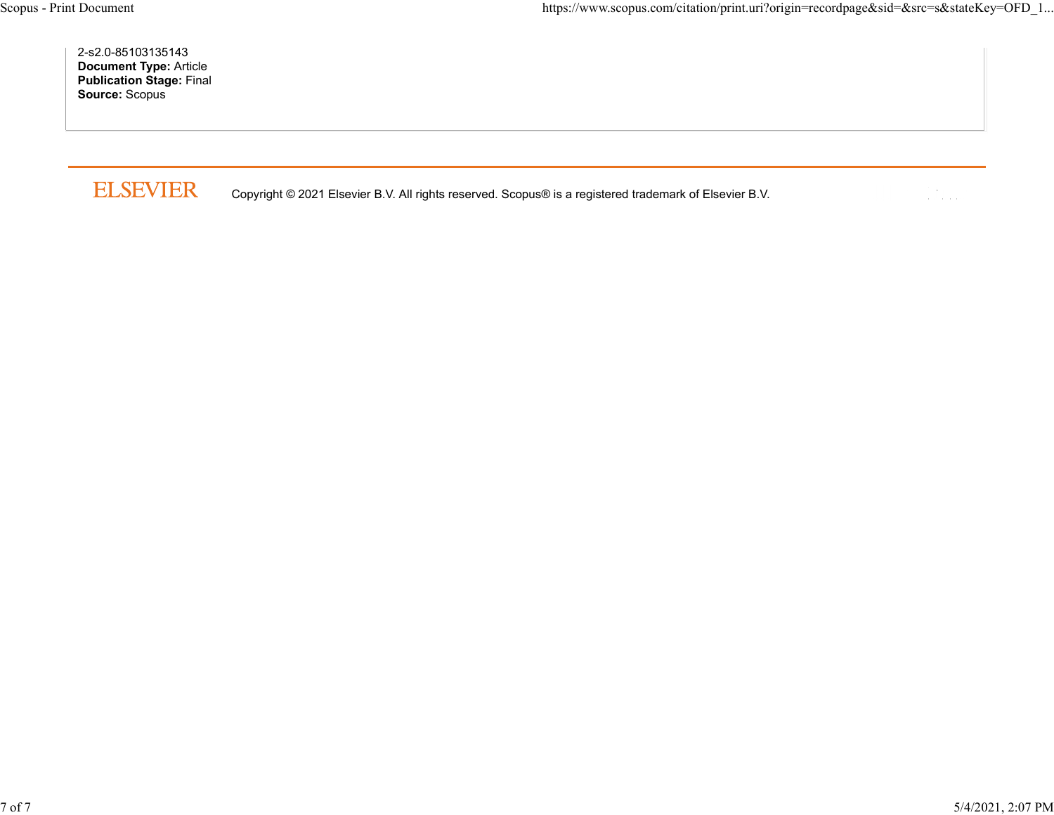2-s2.0-85103135143
**Document Type:** Article
**Publication Stage:** Final
**Source:** Scopus

ELSEVIER

Copyright © 2021 Elsevier B.V. All rights reserved. Scopus® is a registered trademark of Elsevier B.V.